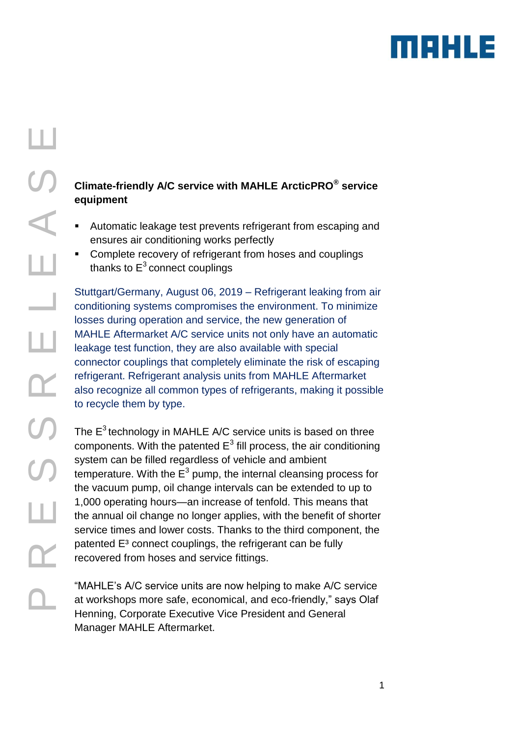## Climate-friendly A/C service with MAHLE ArcticPRO® service equipment

- Automatic leakage test prevents refrigerant from escaping and ensures air conditioning works perfectly
- Complete recovery of refrigerant from hoses and couplings thanks to $E^3$ connect couplings

Stuttgart/Germany, August 06, 2019 – Refrigerant leaking from air conditioning systems compromises the environment. To minimize losses during operation and service, the new generation of MAHLE Aftermarket A/C service units not only have an automatic leakage test function, they are also available with special connector couplings that completely eliminate the risk of escaping refrigerant. Refrigerant analysis units from MAHLE Aftermarket also recognize all common types of refrigerants, making it possible to recycle them by type.

The $E^3$ technology in MAHLE A/C service units is based on three components. With the patented $E^3$ fill process, the air conditioning system can be filled regardless of vehicle and ambient temperature. With the $E^3$ pump, the internal cleansing process for the vacuum pump, oil change intervals can be extended to up to 1,000 operating hours—an increase of tenfold. This means that the annual oil change no longer applies, with the benefit of shorter service times and lower costs. Thanks to the third component, the patented $E^3$ connect couplings, the refrigerant can be fully recovered from hoses and service fittings.

“MAHLE’s A/C service units are now helping to make A/C service at workshops more safe, economical, and eco-friendly,” says Olaf Henning, Corporate Executive Vice President and General Manager MAHLE Aftermarket.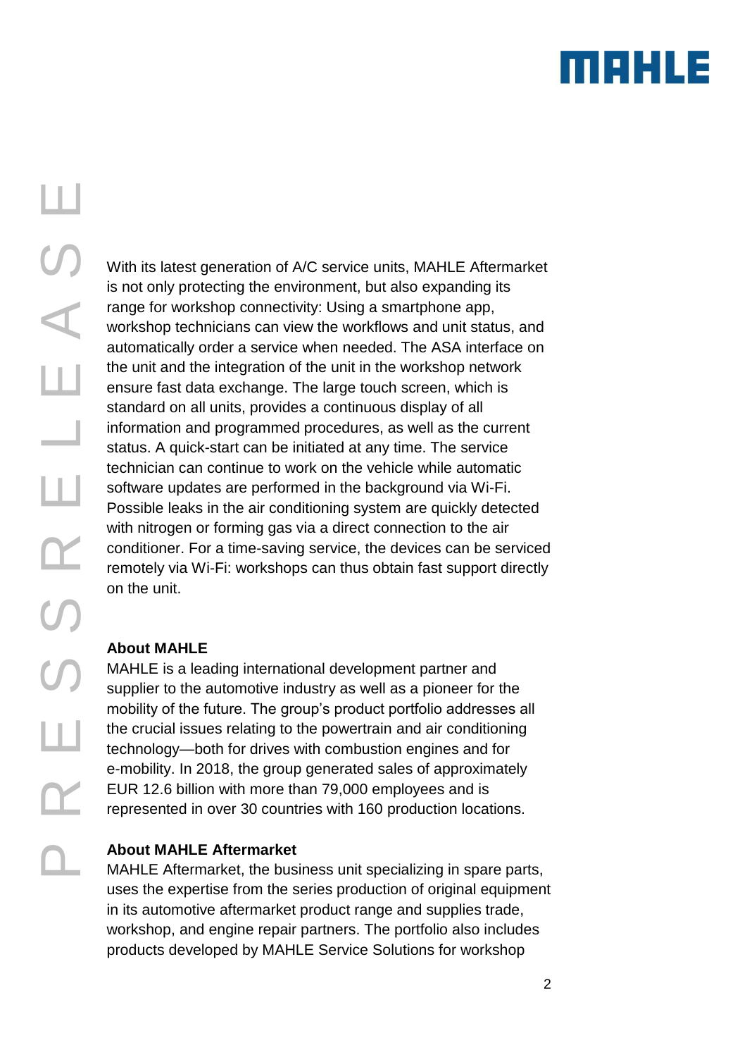With its latest generation of A/C service units, MAHLE Aftermarket is not only protecting the environment, but also expanding its range for workshop connectivity: Using a smartphone app, workshop technicians can view the workflows and unit status, and automatically order a service when needed. The ASA interface on the unit and the integration of the unit in the workshop network ensure fast data exchange. The large touch screen, which is standard on all units, provides a continuous display of all information and programmed procedures, as well as the current status. A quick-start can be initiated at any time. The service technician can continue to work on the vehicle while automatic software updates are performed in the background via Wi-Fi. Possible leaks in the air conditioning system are quickly detected with nitrogen or forming gas via a direct connection to the air conditioner. For a time-saving service, the devices can be serviced remotely via Wi-Fi: workshops can thus obtain fast support directly on the unit.

**About MAHLE**
MAHLE is a leading international development partner and supplier to the automotive industry as well as a pioneer for the mobility of the future. The group's product portfolio addresses all the crucial issues relating to the powertrain and air conditioning technology—both for drives with combustion engines and for e-mobility. In 2018, the group generated sales of approximately EUR 12.6 billion with more than 79,000 employees and is represented in over 30 countries with 160 production locations.

**About MAHLE Aftermarket**
MAHLE Aftermarket, the business unit specializing in spare parts, uses the expertise from the series production of original equipment in its automotive aftermarket product range and supplies trade, workshop, and engine repair partners. The portfolio also includes products developed by MAHLE Service Solutions for workshop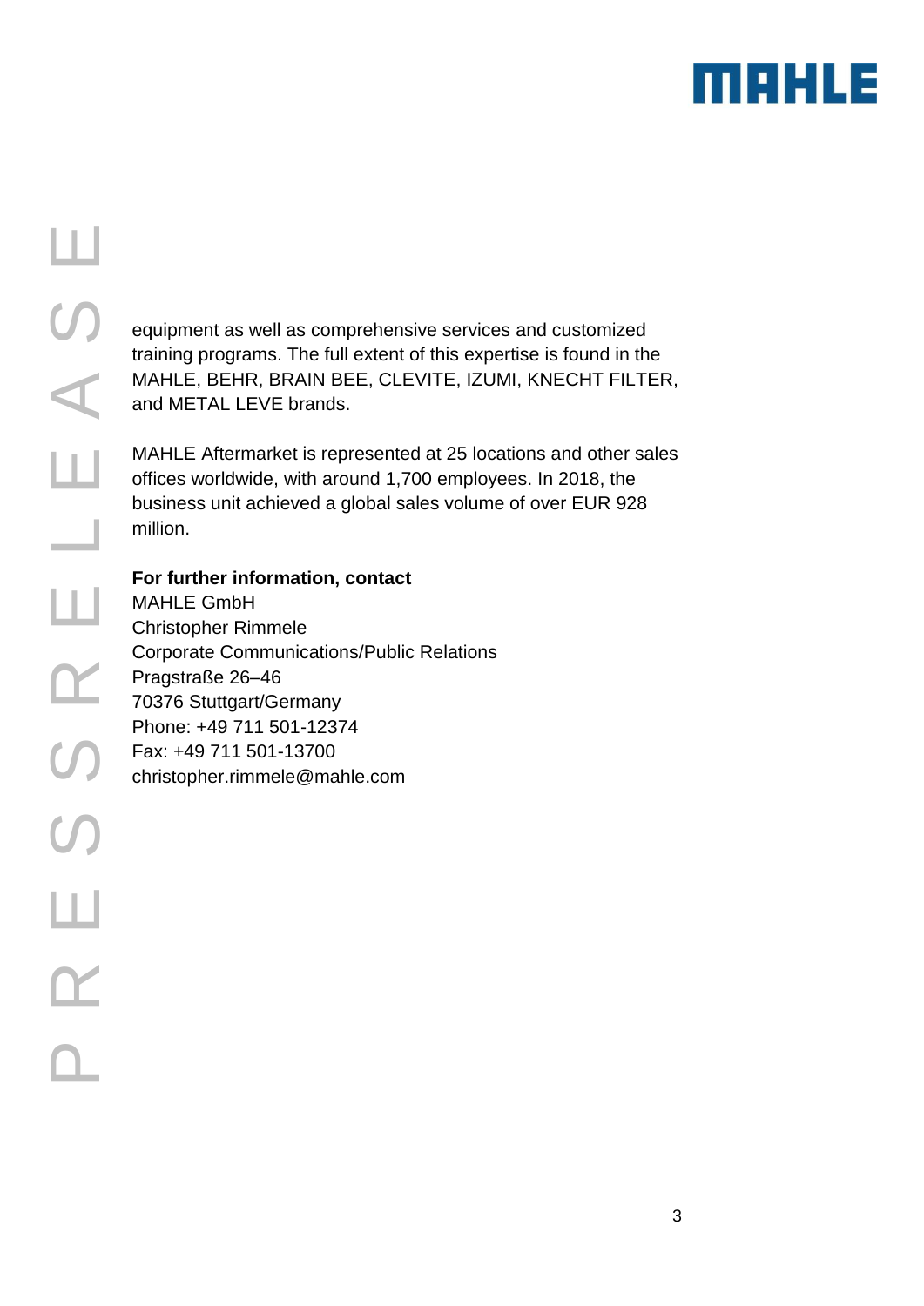equipment as well as comprehensive services and customized training programs. The full extent of this expertise is found in the MAHLE, BEHR, BRAIN BEE, CLEVITE, IZUMI, KNECHT FILTER, and METAL LEVE brands.

MAHLE Aftermarket is represented at 25 locations and other sales offices worldwide, with around 1,700 employees. In 2018, the business unit achieved a global sales volume of over EUR 928 million.

**For further information, contact**
MAHLE GmbH
Christopher Rimmele
Corporate Communications/Public Relations
Pragstraße 26–46
70376 Stuttgart/Germany
Phone: +49 711 501-12374
Fax: +49 711 501-13700
christopher.rimmele@mahle.com